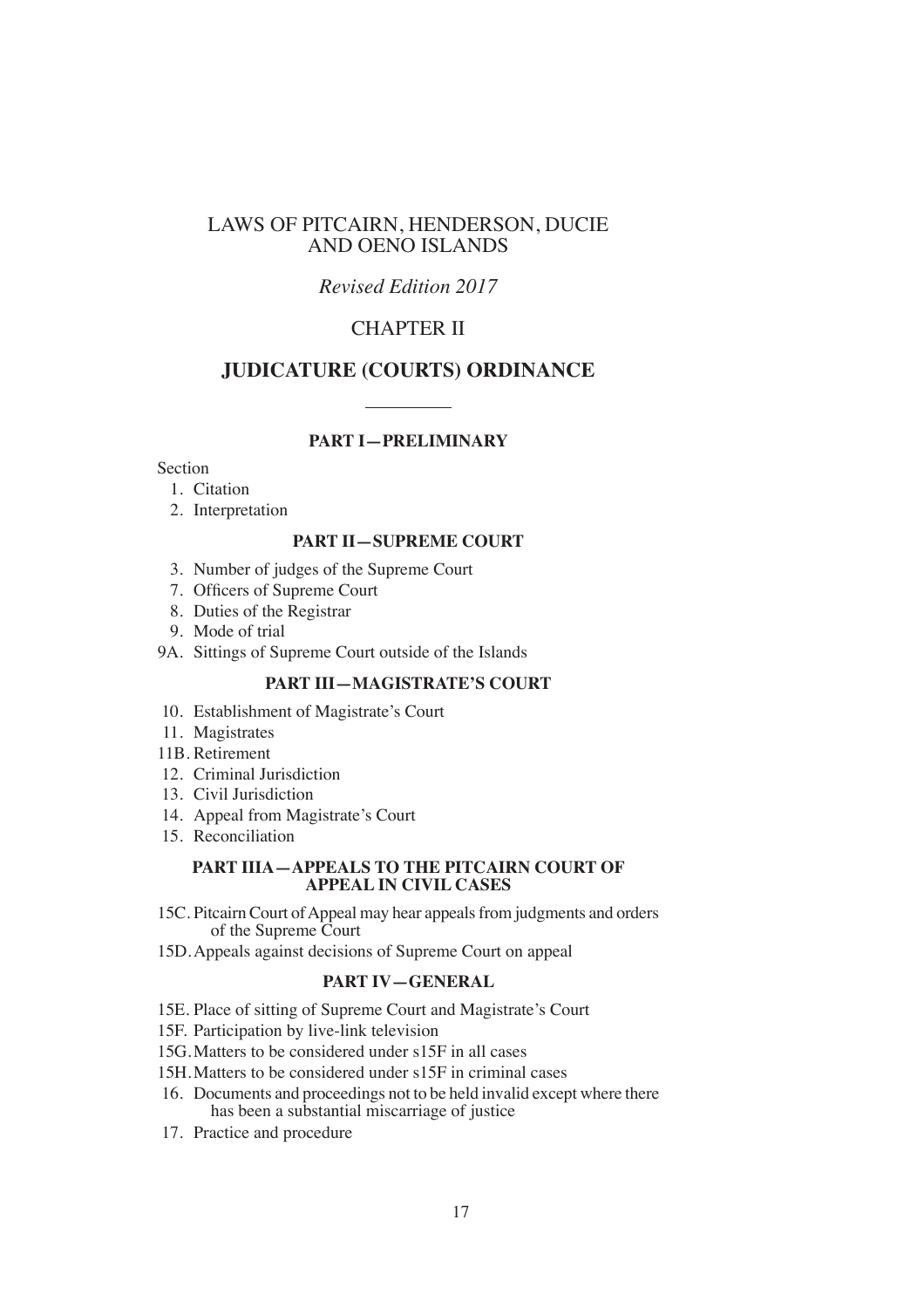# LAWS OF PITCAIRN, HENDERSON, DUCIE AND OENO ISLANDS

*Revised Edition 2017*

## CHAPTER II

## JUDICATURE (COURTS) ORDINANCE

### PART I—PRELIMINARY

Section

1. Citation
2. Interpretation

### PART II—SUPREME COURT

3. Number of judges of the Supreme Court
7. Officers of Supreme Court
8. Duties of the Registrar
9. Mode of trial

9A. Sittings of Supreme Court outside of the Islands

### PART III—MAGISTRATE'S COURT

10. Establishment of Magistrate's Court
11. Magistrates

11B. Retirement

12. Criminal Jurisdiction
13. Civil Jurisdiction
14. Appeal from Magistrate's Court
15. Reconciliation

### PART IIIA—APPEALS TO THE PITCAIRN COURT OF APPEAL IN CIVIL CASES

15C. Pitcairn Court of Appeal may hear appeals from judgments and orders of the Supreme Court

15D. Appeals against decisions of Supreme Court on appeal

### PART IV—GENERAL

15E. Place of sitting of Supreme Court and Magistrate's Court

15F. Participation by live-link television

15G. Matters to be considered under s15F in all cases

15H. Matters to be considered under s15F in criminal cases

16. Documents and proceedings not to be held invalid except where there has been a substantial miscarriage of justice
17. Practice and procedure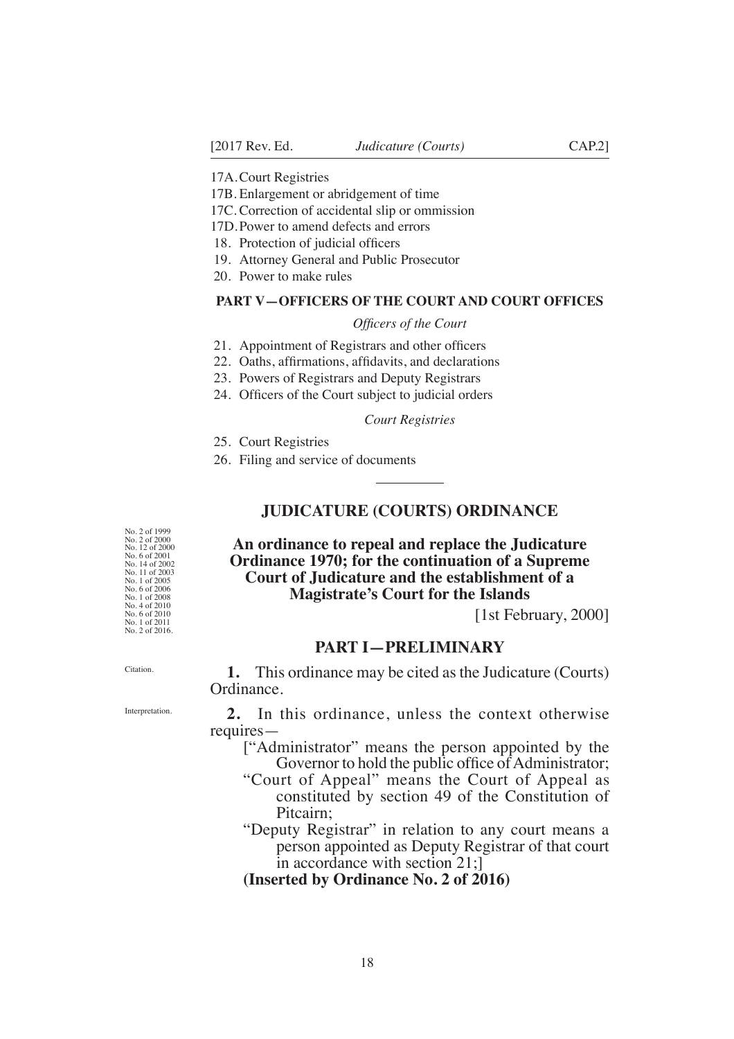17A. Court Registries

17B. Enlargement or abridgement of time

17C. Correction of accidental slip or ommission

17D. Power to amend defects and errors

18. Protection of judicial officers

19. Attorney General and Public Prosecutor

20. Power to make rules

**PART V—OFFICERS OF THE COURT AND COURT OFFICES**

*Officers of the Court*

21. Appointment of Registrars and other officers

22. Oaths, affirmations, affidavits, and declarations

23. Powers of Registrars and Deputy Registrars

24. Officers of the Court subject to judicial orders

*Court Registries*

25. Court Registries

26. Filing and service of documents

---

## JUDICATURE (COURTS) ORDINANCE

No. 2 of 1999
No. 2 of 2000
No. 12 of 2000
No. 6 of 2001
No. 14 of 2002
No. 11 of 2003
No. 1 of 2005
No. 6 of 2006
No. 1 of 2008
No. 4 of 2010
No. 6 of 2010
No. 1 of 2011
No. 2 of 2016.

**An ordinance to repeal and replace the Judicature Ordinance 1970; for the continuation of a Supreme Court of Judicature and the establishment of a Magistrate's Court for the Islands**

[1st February, 2000]

## PART I—PRELIMINARY

Citation.

**1.** This ordinance may be cited as the Judicature (Courts) Ordinance.

Interpretation.

**2.** In this ordinance, unless the context otherwise requires—

["Administrator" means the person appointed by the Governor to hold the public office of Administrator;

"Court of Appeal" means the Court of Appeal as constituted by section 49 of the Constitution of Pitcairn;

"Deputy Registrar" in relation to any court means a person appointed as Deputy Registrar of that court in accordance with section 21;]

**(Inserted by Ordinance No. 2 of 2016)**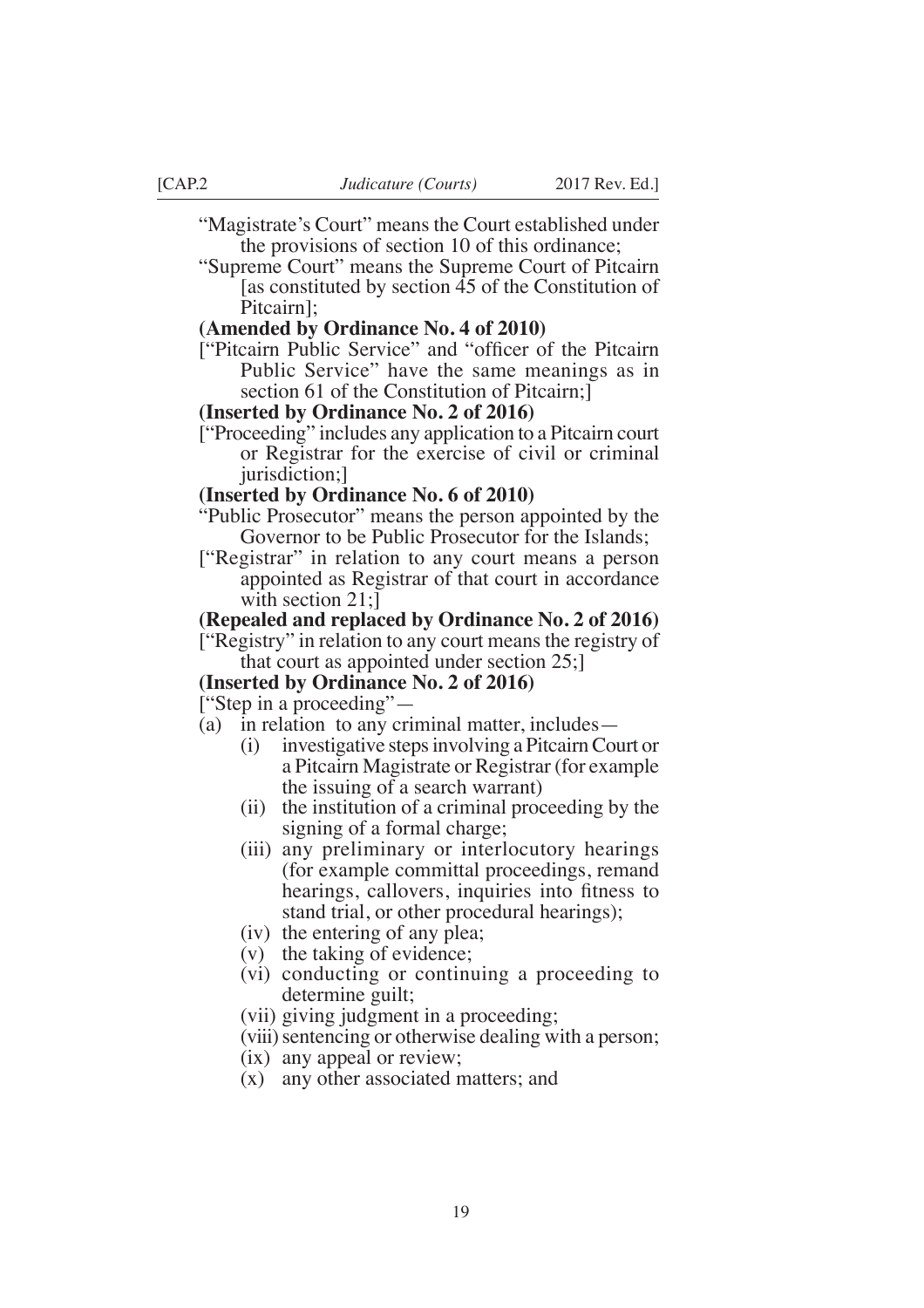"Magistrate's Court" means the Court established under the provisions of section 10 of this ordinance;

"Supreme Court" means the Supreme Court of Pitcairn [as constituted by section 45 of the Constitution of Pitcairn];

**(Amended by Ordinance No. 4 of 2010)**

["Pitcairn Public Service" and "officer of the Pitcairn Public Service" have the same meanings as in section 61 of the Constitution of Pitcairn;]

**(Inserted by Ordinance No. 2 of 2016)**

["Proceeding" includes any application to a Pitcairn court or Registrar for the exercise of civil or criminal jurisdiction;]

**(Inserted by Ordinance No. 6 of 2010)**

"Public Prosecutor" means the person appointed by the Governor to be Public Prosecutor for the Islands;

["Registrar" in relation to any court means a person appointed as Registrar of that court in accordance with section 21;]

**(Repealed and replaced by Ordinance No. 2 of 2016)**

["Registry" in relation to any court means the registry of that court as appointed under section 25;]

**(Inserted by Ordinance No. 2 of 2016)**

["Step in a proceeding"—

(a) in relation to any criminal matter, includes—

- (i) investigative steps involving a Pitcairn Court or a Pitcairn Magistrate or Registrar (for example the issuing of a search warrant)
- (ii) the institution of a criminal proceeding by the signing of a formal charge;
- (iii) any preliminary or interlocutory hearings (for example committal proceedings, remand hearings, callovers, inquiries into fitness to stand trial, or other procedural hearings);
- (iv) the entering of any plea;
- (v) the taking of evidence;
- (vi) conducting or continuing a proceeding to determine guilt;
- (vii) giving judgment in a proceeding;
- (viii) sentencing or otherwise dealing with a person;
- (ix) any appeal or review;
- (x) any other associated matters; and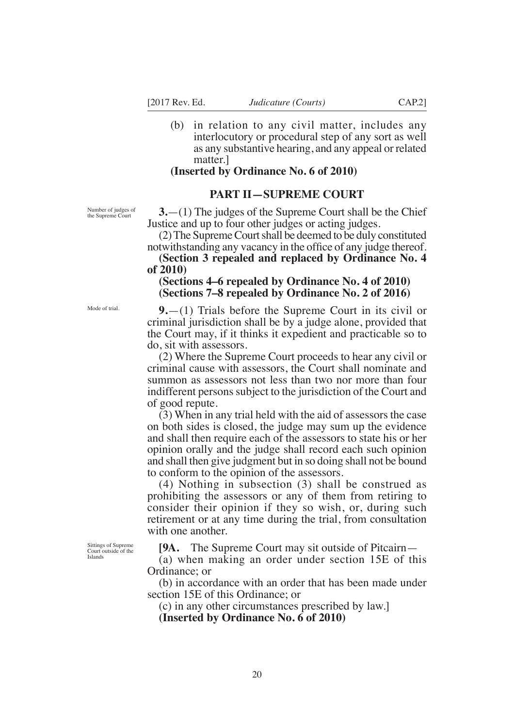(b) in relation to any civil matter, includes any interlocutory or procedural step of any sort as well as any substantive hearing, and any appeal or related matter.]

**(Inserted by Ordinance No. 6 of 2010)**

## PART II—SUPREME COURT

Number of judges of the Supreme Court

**3.**—(1) The judges of the Supreme Court shall be the Chief Justice and up to four other judges or acting judges.

(2) The Supreme Court shall be deemed to be duly constituted notwithstanding any vacancy in the office of any judge thereof.

**(Section 3 repealed and replaced by Ordinance No. 4 of 2010)**

**(Sections 4–6 repealed by Ordinance No. 4 of 2010)**
**(Sections 7–8 repealed by Ordinance No. 2 of 2016)**

Mode of trial.

**9.**—(1) Trials before the Supreme Court in its civil or criminal jurisdiction shall be by a judge alone, provided that the Court may, if it thinks it expedient and practicable so to do, sit with assessors.

(2) Where the Supreme Court proceeds to hear any civil or criminal cause with assessors, the Court shall nominate and summon as assessors not less than two nor more than four indifferent persons subject to the jurisdiction of the Court and of good repute.

(3) When in any trial held with the aid of assessors the case on both sides is closed, the judge may sum up the evidence and shall then require each of the assessors to state his or her opinion orally and the judge shall record each such opinion and shall then give judgment but in so doing shall not be bound to conform to the opinion of the assessors.

(4) Nothing in subsection (3) shall be construed as prohibiting the assessors or any of them from retiring to consider their opinion if they so wish, or, during such retirement or at any time during the trial, from consultation with one another.

Sittings of Supreme Court outside of the Islands

**[9A.** The Supreme Court may sit outside of Pitcairn—

(a) when making an order under section 15E of this Ordinance; or

(b) in accordance with an order that has been made under section 15E of this Ordinance; or

(c) in any other circumstances prescribed by law.]

**(Inserted by Ordinance No. 6 of 2010)**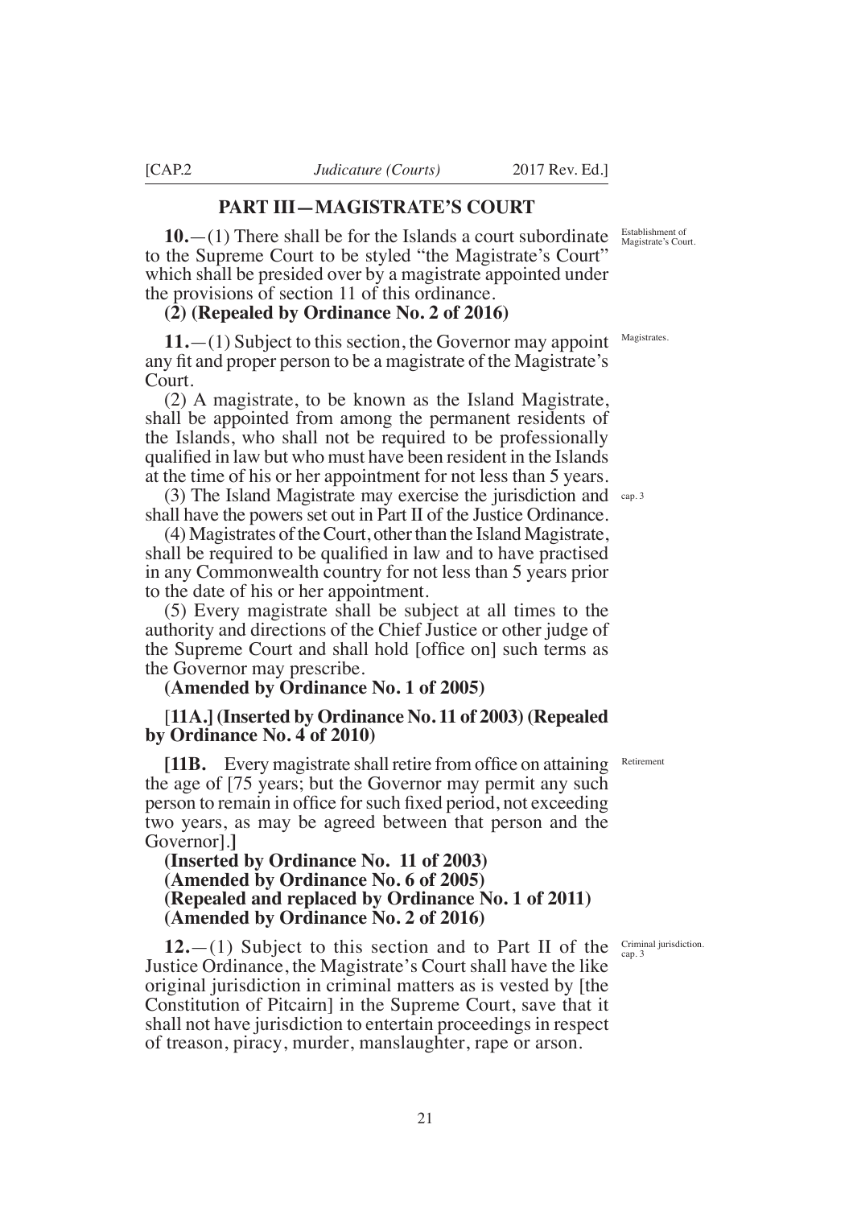## PART III—MAGISTRATE'S COURT

Establishment of Magistrate's Court.

**10.**—(1) There shall be for the Islands a court subordinate to the Supreme Court to be styled "the Magistrate's Court" which shall be presided over by a magistrate appointed under the provisions of section 11 of this ordinance.

**(2) (Repealed by Ordinance No. 2 of 2016)**

Magistrates.

**11.**—(1) Subject to this section, the Governor may appoint any fit and proper person to be a magistrate of the Magistrate's Court.

(2) A magistrate, to be known as the Island Magistrate, shall be appointed from among the permanent residents of the Islands, who shall not be required to be professionally qualified in law but who must have been resident in the Islands at the time of his or her appointment for not less than 5 years.

cap. 3

(3) The Island Magistrate may exercise the jurisdiction and shall have the powers set out in Part II of the Justice Ordinance.

(4) Magistrates of the Court, other than the Island Magistrate, shall be required to be qualified in law and to have practised in any Commonwealth country for not less than 5 years prior to the date of his or her appointment.

(5) Every magistrate shall be subject at all times to the authority and directions of the Chief Justice or other judge of the Supreme Court and shall hold [office on] such terms as the Governor may prescribe.

**(Amended by Ordinance No. 1 of 2005)**

[**11A.] (Inserted by Ordinance No. 11 of 2003) (Repealed by Ordinance No. 4 of 2010)**

Retirement

**[11B.** Every magistrate shall retire from office on attaining the age of [75 years; but the Governor may permit any such person to remain in office for such fixed period, not exceeding two years, as may be agreed between that person and the Governor].**]**

**(Inserted by Ordinance No. 11 of 2003)**
**(Amended by Ordinance No. 6 of 2005)**
**(Repealed and replaced by Ordinance No. 1 of 2011)**
**(Amended by Ordinance No. 2 of 2016)**

Criminal jurisdiction. cap. 3

**12.**—(1) Subject to this section and to Part II of the Justice Ordinance, the Magistrate's Court shall have the like original jurisdiction in criminal matters as is vested by [the Constitution of Pitcairn] in the Supreme Court, save that it shall not have jurisdiction to entertain proceedings in respect of treason, piracy, murder, manslaughter, rape or arson.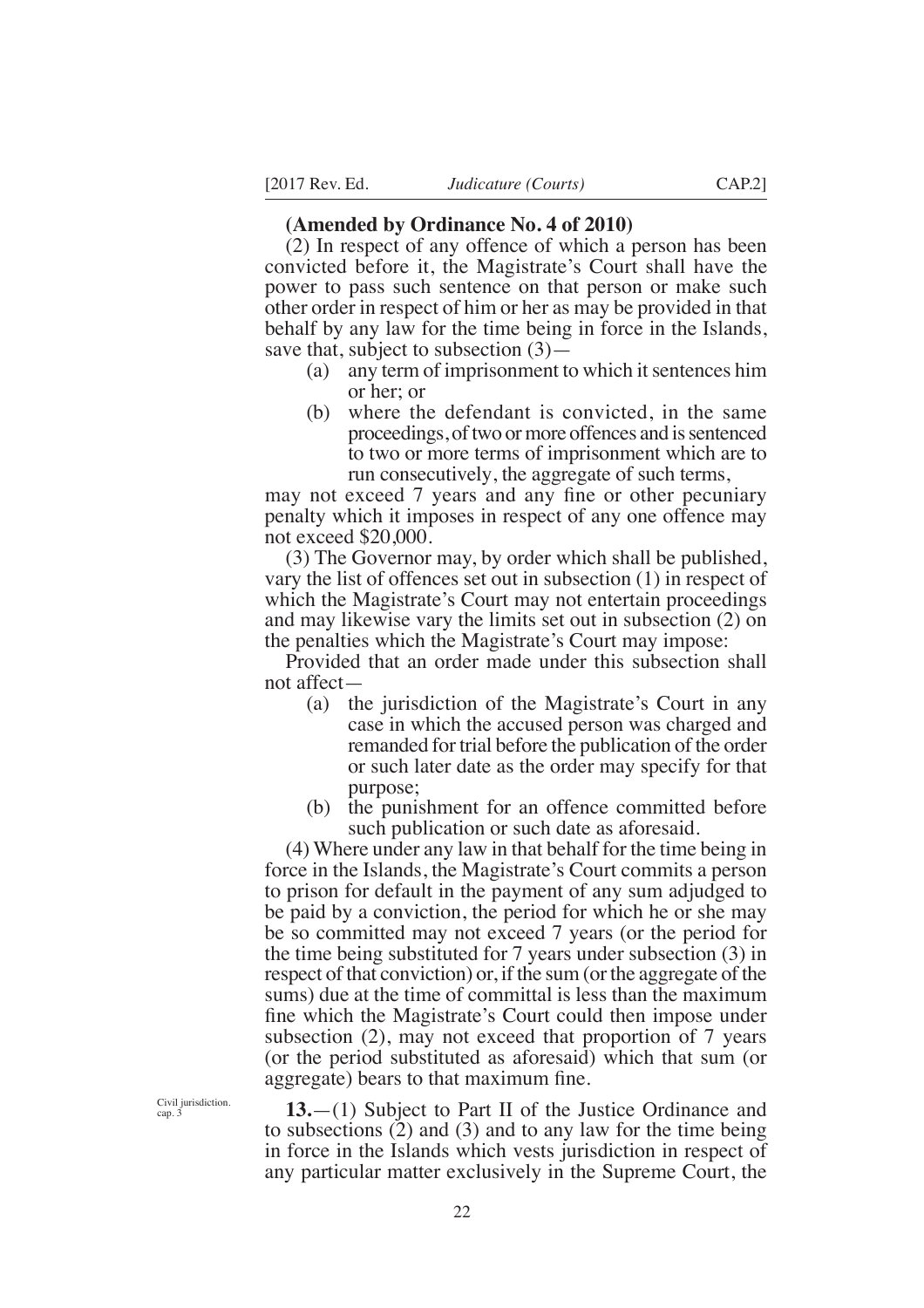**(Amended by Ordinance No. 4 of 2010)**

(2) In respect of any offence of which a person has been convicted before it, the Magistrate's Court shall have the power to pass such sentence on that person or make such other order in respect of him or her as may be provided in that behalf by any law for the time being in force in the Islands, save that, subject to subsection (3)—

(a) any term of imprisonment to which it sentences him or her; or

(b) where the defendant is convicted, in the same proceedings, of two or more offences and is sentenced to two or more terms of imprisonment which are to run consecutively, the aggregate of such terms,

may not exceed 7 years and any fine or other pecuniary penalty which it imposes in respect of any one offence may not exceed $20,000.

(3) The Governor may, by order which shall be published, vary the list of offences set out in subsection (1) in respect of which the Magistrate's Court may not entertain proceedings and may likewise vary the limits set out in subsection (2) on the penalties which the Magistrate's Court may impose:

Provided that an order made under this subsection shall not affect—

(a) the jurisdiction of the Magistrate's Court in any case in which the accused person was charged and remanded for trial before the publication of the order or such later date as the order may specify for that purpose;

(b) the punishment for an offence committed before such publication or such date as aforesaid.

(4) Where under any law in that behalf for the time being in force in the Islands, the Magistrate's Court commits a person to prison for default in the payment of any sum adjudged to be paid by a conviction, the period for which he or she may be so committed may not exceed 7 years (or the period for the time being substituted for 7 years under subsection (3) in respect of that conviction) or, if the sum (or the aggregate of the sums) due at the time of committal is less than the maximum fine which the Magistrate's Court could then impose under subsection (2), may not exceed that proportion of 7 years (or the period substituted as aforesaid) which that sum (or aggregate) bears to that maximum fine.

Civil jurisdiction. cap. 3

**13.**—(1) Subject to Part II of the Justice Ordinance and to subsections (2) and (3) and to any law for the time being in force in the Islands which vests jurisdiction in respect of any particular matter exclusively in the Supreme Court, the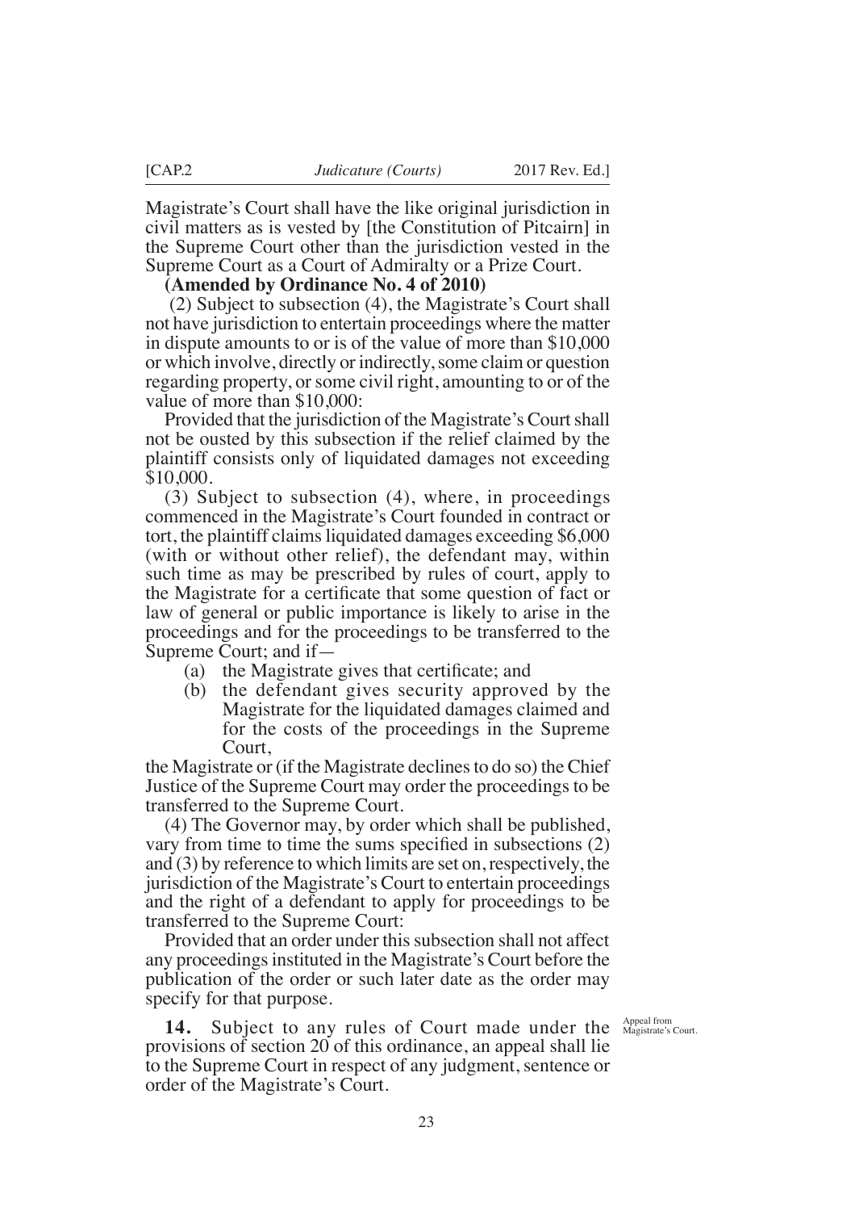Magistrate's Court shall have the like original jurisdiction in civil matters as is vested by [the Constitution of Pitcairn] in the Supreme Court other than the jurisdiction vested in the Supreme Court as a Court of Admiralty or a Prize Court.

**(Amended by Ordinance No. 4 of 2010)**

(2) Subject to subsection (4), the Magistrate's Court shall not have jurisdiction to entertain proceedings where the matter in dispute amounts to or is of the value of more than $10,000 or which involve, directly or indirectly, some claim or question regarding property, or some civil right, amounting to or of the value of more than $10,000:

Provided that the jurisdiction of the Magistrate's Court shall not be ousted by this subsection if the relief claimed by the plaintiff consists only of liquidated damages not exceeding $10,000.

(3) Subject to subsection (4), where, in proceedings commenced in the Magistrate's Court founded in contract or tort, the plaintiff claims liquidated damages exceeding $6,000 (with or without other relief), the defendant may, within such time as may be prescribed by rules of court, apply to the Magistrate for a certificate that some question of fact or law of general or public importance is likely to arise in the proceedings and for the proceedings to be transferred to the Supreme Court; and if—

- (a) the Magistrate gives that certificate; and
- (b) the defendant gives security approved by the Magistrate for the liquidated damages claimed and for the costs of the proceedings in the Supreme Court,

the Magistrate or (if the Magistrate declines to do so) the Chief Justice of the Supreme Court may order the proceedings to be transferred to the Supreme Court.

(4) The Governor may, by order which shall be published, vary from time to time the sums specified in subsections (2) and (3) by reference to which limits are set on, respectively, the jurisdiction of the Magistrate's Court to entertain proceedings and the right of a defendant to apply for proceedings to be transferred to the Supreme Court:

Provided that an order under this subsection shall not affect any proceedings instituted in the Magistrate's Court before the publication of the order or such later date as the order may specify for that purpose.

Appeal from Magistrate's Court.

**14.** Subject to any rules of Court made under the provisions of section 20 of this ordinance, an appeal shall lie to the Supreme Court in respect of any judgment, sentence or order of the Magistrate's Court.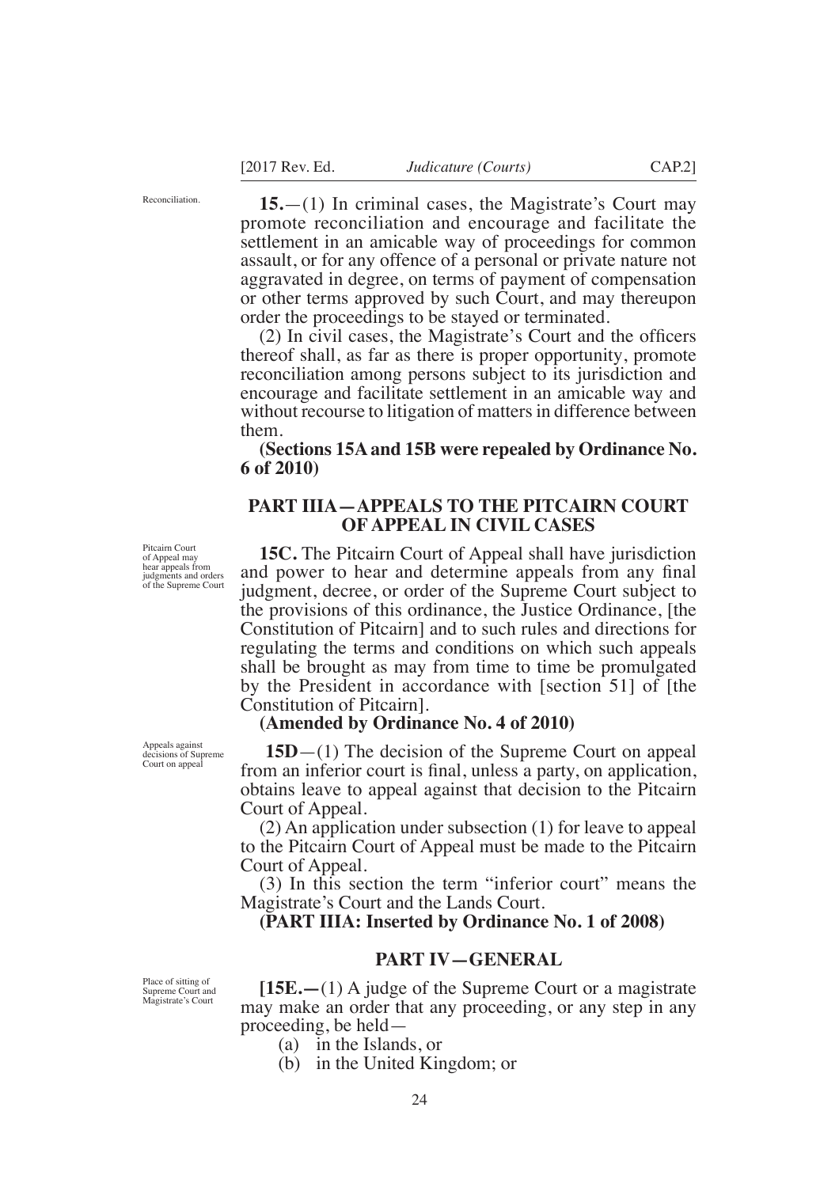Reconciliation.

**15.**—(1) In criminal cases, the Magistrate's Court may promote reconciliation and encourage and facilitate the settlement in an amicable way of proceedings for common assault, or for any offence of a personal or private nature not aggravated in degree, on terms of payment of compensation or other terms approved by such Court, and may thereupon order the proceedings to be stayed or terminated.

(2) In civil cases, the Magistrate's Court and the officers thereof shall, as far as there is proper opportunity, promote reconciliation among persons subject to its jurisdiction and encourage and facilitate settlement in an amicable way and without recourse to litigation of matters in difference between them.

**(Sections 15A and 15B were repealed by Ordinance No. 6 of 2010)**

## PART IIIA—APPEALS TO THE PITCAIRN COURT OF APPEAL IN CIVIL CASES

Pitcairn Court of Appeal may hear appeals from judgments and orders of the Supreme Court

**15C.** The Pitcairn Court of Appeal shall have jurisdiction and power to hear and determine appeals from any final judgment, decree, or order of the Supreme Court subject to the provisions of this ordinance, the Justice Ordinance, [the Constitution of Pitcairn] and to such rules and directions for regulating the terms and conditions on which such appeals shall be brought as may from time to time be promulgated by the President in accordance with [section 51] of [the Constitution of Pitcairn].

**(Amended by Ordinance No. 4 of 2010)**

Appeals against decisions of Supreme Court on appeal

**15D**—(1) The decision of the Supreme Court on appeal from an inferior court is final, unless a party, on application, obtains leave to appeal against that decision to the Pitcairn Court of Appeal.

(2) An application under subsection (1) for leave to appeal to the Pitcairn Court of Appeal must be made to the Pitcairn Court of Appeal.

(3) In this section the term "inferior court" means the Magistrate's Court and the Lands Court.

**(PART IIIA: Inserted by Ordinance No. 1 of 2008)**

## PART IV—GENERAL

Place of sitting of Supreme Court and Magistrate's Court

**[15E.—**(1) A judge of the Supreme Court or a magistrate may make an order that any proceeding, or any step in any proceeding, be held—

(a) in the Islands, or

(b) in the United Kingdom; or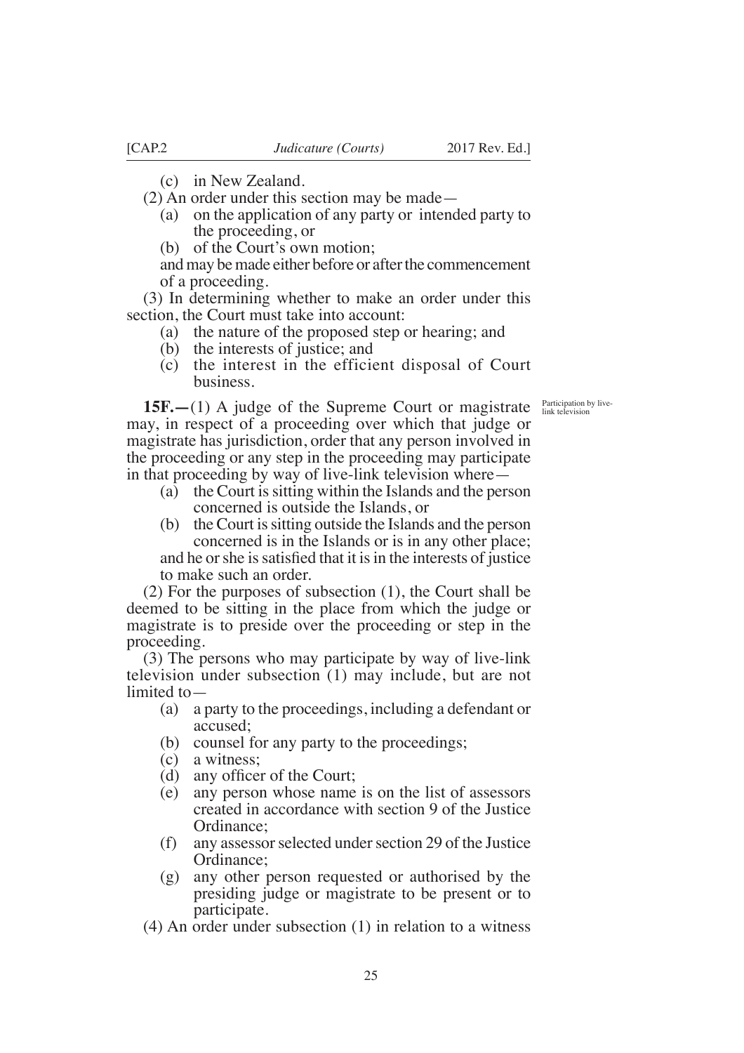(c) in New Zealand.

(2) An order under this section may be made—

(a) on the application of any party or intended party to the proceeding, or

(b) of the Court's own motion;

and may be made either before or after the commencement of a proceeding.

(3) In determining whether to make an order under this section, the Court must take into account:

(a) the nature of the proposed step or hearing; and

(b) the interests of justice; and

(c) the interest in the efficient disposal of Court business.

Participation by live-link television

**15F.**—(1) A judge of the Supreme Court or magistrate may, in respect of a proceeding over which that judge or magistrate has jurisdiction, order that any person involved in the proceeding or any step in the proceeding may participate in that proceeding by way of live-link television where—

(a) the Court is sitting within the Islands and the person concerned is outside the Islands, or

(b) the Court is sitting outside the Islands and the person concerned is in the Islands or is in any other place;

and he or she is satisfied that it is in the interests of justice to make such an order.

(2) For the purposes of subsection (1), the Court shall be deemed to be sitting in the place from which the judge or magistrate is to preside over the proceeding or step in the proceeding.

(3) The persons who may participate by way of live-link television under subsection (1) may include, but are not limited to—

(a) a party to the proceedings, including a defendant or accused;

(b) counsel for any party to the proceedings;

(c) a witness;

(d) any officer of the Court;

(e) any person whose name is on the list of assessors created in accordance with section 9 of the Justice Ordinance;

(f) any assessor selected under section 29 of the Justice Ordinance;

(g) any other person requested or authorised by the presiding judge or magistrate to be present or to participate.

(4) An order under subsection (1) in relation to a witness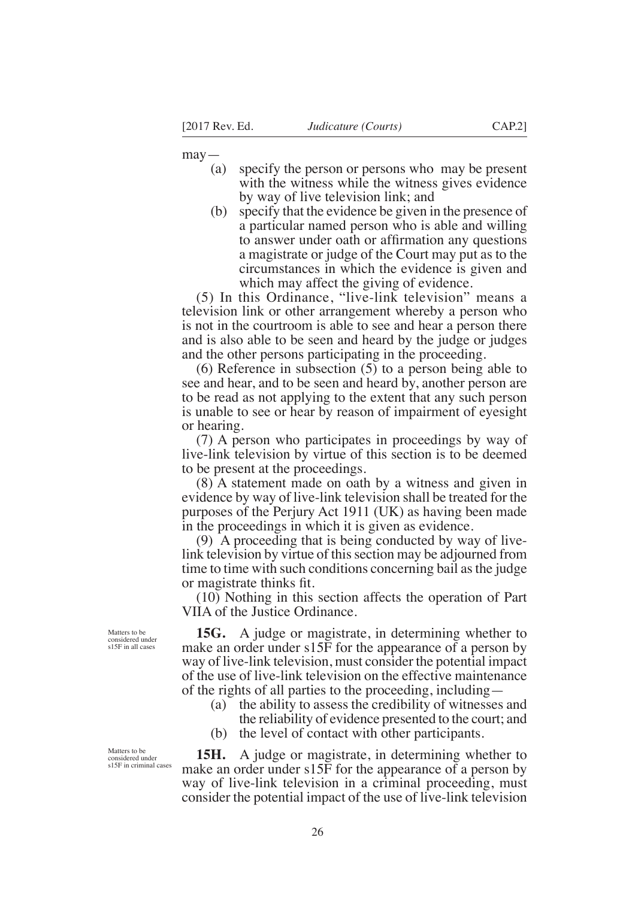may—

(a) specify the person or persons who may be present with the witness while the witness gives evidence by way of live television link; and

(b) specify that the evidence be given in the presence of a particular named person who is able and willing to answer under oath or affirmation any questions a magistrate or judge of the Court may put as to the circumstances in which the evidence is given and which may affect the giving of evidence.

(5) In this Ordinance, "live-link television" means a television link or other arrangement whereby a person who is not in the courtroom is able to see and hear a person there and is also able to be seen and heard by the judge or judges and the other persons participating in the proceeding.

(6) Reference in subsection (5) to a person being able to see and hear, and to be seen and heard by, another person are to be read as not applying to the extent that any such person is unable to see or hear by reason of impairment of eyesight or hearing.

(7) A person who participates in proceedings by way of live-link television by virtue of this section is to be deemed to be present at the proceedings.

(8) A statement made on oath by a witness and given in evidence by way of live-link television shall be treated for the purposes of the Perjury Act 1911 (UK) as having been made in the proceedings in which it is given as evidence.

(9) A proceeding that is being conducted by way of live-link television by virtue of this section may be adjourned from time to time with such conditions concerning bail as the judge or magistrate thinks fit.

(10) Nothing in this section affects the operation of Part VIIA of the Justice Ordinance.

Matters to be considered under s15F in all cases

**15G.** A judge or magistrate, in determining whether to make an order under s15F for the appearance of a person by way of live-link television, must consider the potential impact of the use of live-link television on the effective maintenance of the rights of all parties to the proceeding, including—

(a) the ability to assess the credibility of witnesses and the reliability of evidence presented to the court; and

(b) the level of contact with other participants.

Matters to be considered under s15F in criminal cases

**15H.** A judge or magistrate, in determining whether to make an order under s15F for the appearance of a person by way of live-link television in a criminal proceeding, must consider the potential impact of the use of live-link television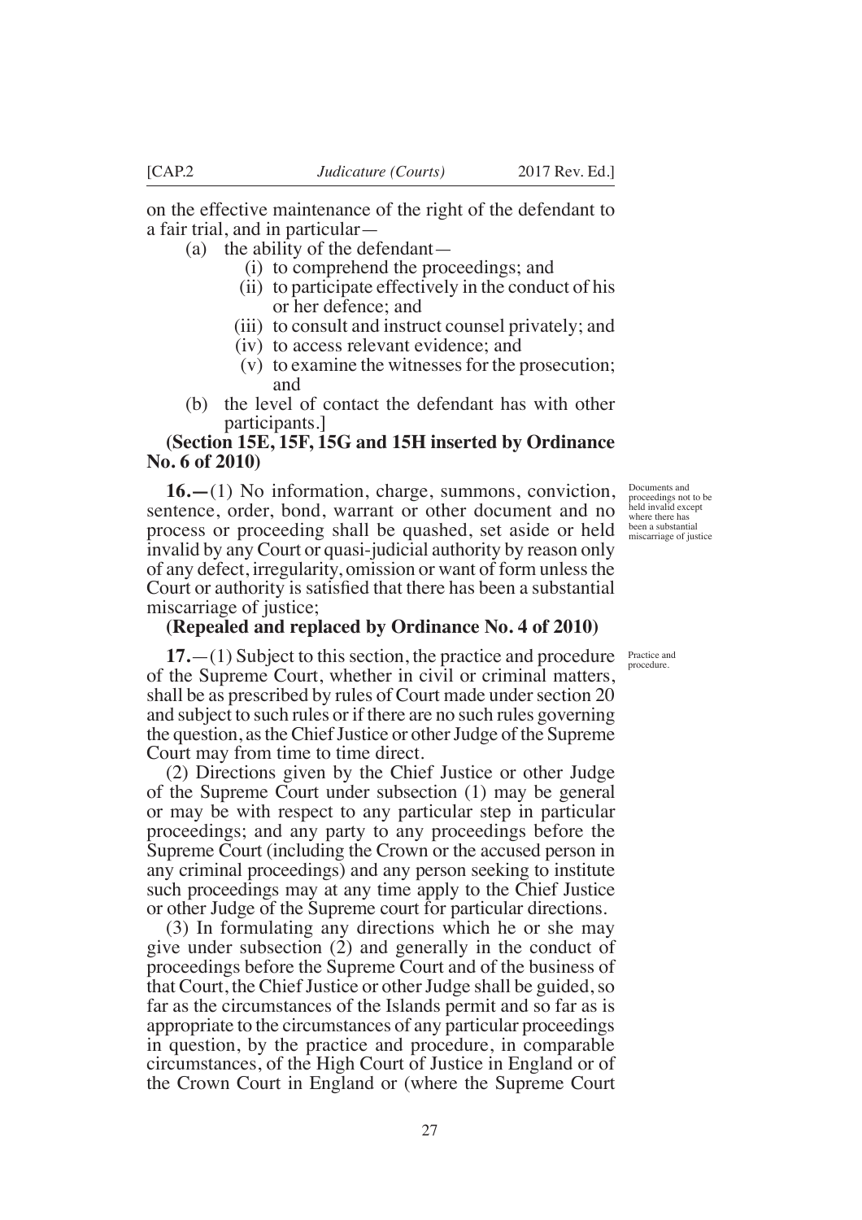on the effective maintenance of the right of the defendant to a fair trial, and in particular—

(a) the ability of the defendant—

(i) to comprehend the proceedings; and

(ii) to participate effectively in the conduct of his or her defence; and

(iii) to consult and instruct counsel privately; and

(iv) to access relevant evidence; and

(v) to examine the witnesses for the prosecution; and

(b) the level of contact the defendant has with other participants.]

**(Section 15E, 15F, 15G and 15H inserted by Ordinance No. 6 of 2010)**

Documents and proceedings not to be held invalid except where there has been a substantial miscarriage of justice

**16.—**(1) No information, charge, summons, conviction, sentence, order, bond, warrant or other document and no process or proceeding shall be quashed, set aside or held invalid by any Court or quasi-judicial authority by reason only of any defect, irregularity, omission or want of form unless the Court or authority is satisfied that there has been a substantial miscarriage of justice;

**(Repealed and replaced by Ordinance No. 4 of 2010)**

Practice and procedure.

**17.**—(1) Subject to this section, the practice and procedure of the Supreme Court, whether in civil or criminal matters, shall be as prescribed by rules of Court made under section 20 and subject to such rules or if there are no such rules governing the question, as the Chief Justice or other Judge of the Supreme Court may from time to time direct.

(2) Directions given by the Chief Justice or other Judge of the Supreme Court under subsection (1) may be general or may be with respect to any particular step in particular proceedings; and any party to any proceedings before the Supreme Court (including the Crown or the accused person in any criminal proceedings) and any person seeking to institute such proceedings may at any time apply to the Chief Justice or other Judge of the Supreme court for particular directions.

(3) In formulating any directions which he or she may give under subsection (2) and generally in the conduct of proceedings before the Supreme Court and of the business of that Court, the Chief Justice or other Judge shall be guided, so far as the circumstances of the Islands permit and so far as is appropriate to the circumstances of any particular proceedings in question, by the practice and procedure, in comparable circumstances, of the High Court of Justice in England or of the Crown Court in England or (where the Supreme Court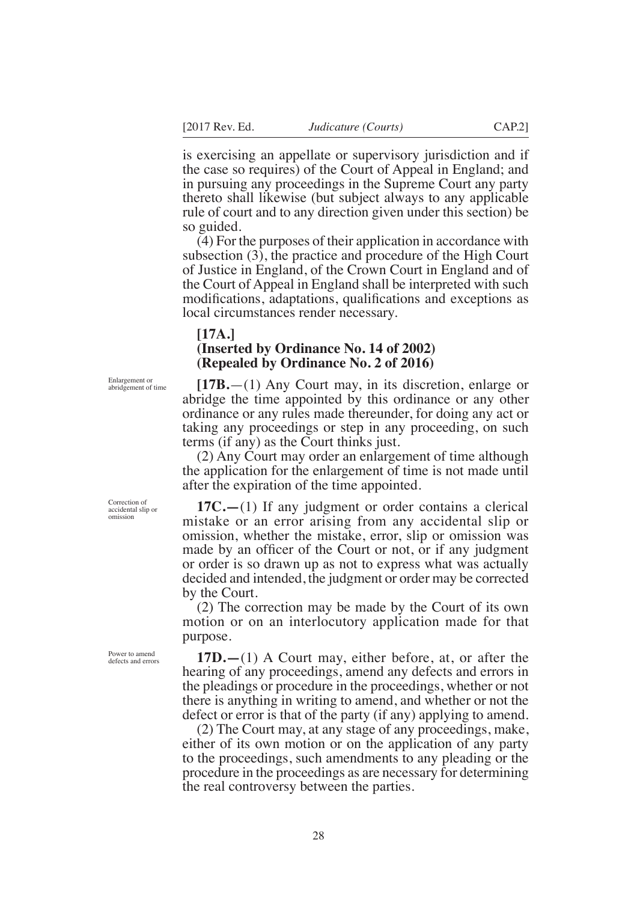is exercising an appellate or supervisory jurisdiction and if the case so requires) of the Court of Appeal in England; and in pursuing any proceedings in the Supreme Court any party thereto shall likewise (but subject always to any applicable rule of court and to any direction given under this section) be so guided.

(4) For the purposes of their application in accordance with subsection (3), the practice and procedure of the High Court of Justice in England, of the Crown Court in England and of the Court of Appeal in England shall be interpreted with such modifications, adaptations, qualifications and exceptions as local circumstances render necessary.

**[17A.]**
**(Inserted by Ordinance No. 14 of 2002)**
**(Repealed by Ordinance No. 2 of 2016)**

Enlargement or abridgement of time

**[17B.**—(1) Any Court may, in its discretion, enlarge or abridge the time appointed by this ordinance or any other ordinance or any rules made thereunder, for doing any act or taking any proceedings or step in any proceeding, on such terms (if any) as the Court thinks just.

(2) Any Court may order an enlargement of time although the application for the enlargement of time is not made until after the expiration of the time appointed.

Correction of accidental slip or omission

**17C.—**(1) If any judgment or order contains a clerical mistake or an error arising from any accidental slip or omission, whether the mistake, error, slip or omission was made by an officer of the Court or not, or if any judgment or order is so drawn up as not to express what was actually decided and intended, the judgment or order may be corrected by the Court.

(2) The correction may be made by the Court of its own motion or on an interlocutory application made for that purpose.

Power to amend defects and errors

**17D.—**(1) A Court may, either before, at, or after the hearing of any proceedings, amend any defects and errors in the pleadings or procedure in the proceedings, whether or not there is anything in writing to amend, and whether or not the defect or error is that of the party (if any) applying to amend.

(2) The Court may, at any stage of any proceedings, make, either of its own motion or on the application of any party to the proceedings, such amendments to any pleading or the procedure in the proceedings as are necessary for determining the real controversy between the parties.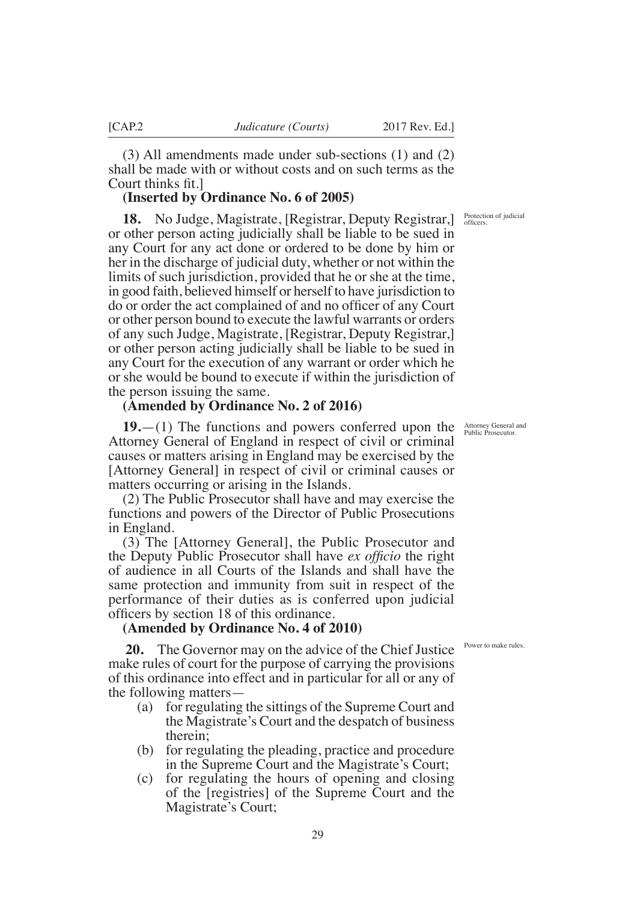(3) All amendments made under sub-sections (1) and (2) shall be made with or without costs and on such terms as the Court thinks fit.]

**(Inserted by Ordinance No. 6 of 2005)**

Protection of judicial officers.

**18.** No Judge, Magistrate, [Registrar, Deputy Registrar,] or other person acting judicially shall be liable to be sued in any Court for any act done or ordered to be done by him or her in the discharge of judicial duty, whether or not within the limits of such jurisdiction, provided that he or she at the time, in good faith, believed himself or herself to have jurisdiction to do or order the act complained of and no officer of any Court or other person bound to execute the lawful warrants or orders of any such Judge, Magistrate, [Registrar, Deputy Registrar,] or other person acting judicially shall be liable to be sued in any Court for the execution of any warrant or order which he or she would be bound to execute if within the jurisdiction of the person issuing the same.

**(Amended by Ordinance No. 2 of 2016)**

Attorney General and Public Prosecutor.

**19.**—(1) The functions and powers conferred upon the Attorney General of England in respect of civil or criminal causes or matters arising in England may be exercised by the [Attorney General] in respect of civil or criminal causes or matters occurring or arising in the Islands.

(2) The Public Prosecutor shall have and may exercise the functions and powers of the Director of Public Prosecutions in England.

(3) The [Attorney General], the Public Prosecutor and the Deputy Public Prosecutor shall have *ex officio* the right of audience in all Courts of the Islands and shall have the same protection and immunity from suit in respect of the performance of their duties as is conferred upon judicial officers by section 18 of this ordinance.

**(Amended by Ordinance No. 4 of 2010)**

Power to make rules.

**20.** The Governor may on the advice of the Chief Justice make rules of court for the purpose of carrying the provisions of this ordinance into effect and in particular for all or any of the following matters—

(a) for regulating the sittings of the Supreme Court and the Magistrate's Court and the despatch of business therein;

(b) for regulating the pleading, practice and procedure in the Supreme Court and the Magistrate's Court;

(c) for regulating the hours of opening and closing of the [registries] of the Supreme Court and the Magistrate's Court;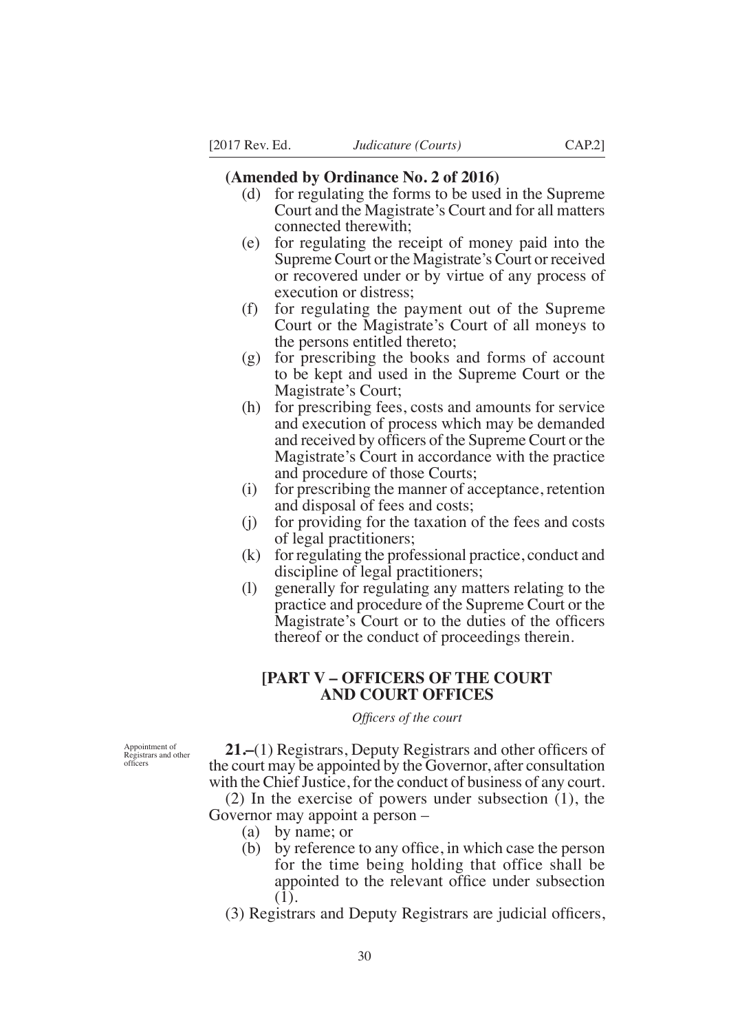**(Amended by Ordinance No. 2 of 2016)**

(d) for regulating the forms to be used in the Supreme Court and the Magistrate's Court and for all matters connected therewith;

(e) for regulating the receipt of money paid into the Supreme Court or the Magistrate's Court or received or recovered under or by virtue of any process of execution or distress;

(f) for regulating the payment out of the Supreme Court or the Magistrate's Court of all moneys to the persons entitled thereto;

(g) for prescribing the books and forms of account to be kept and used in the Supreme Court or the Magistrate's Court;

(h) for prescribing fees, costs and amounts for service and execution of process which may be demanded and received by officers of the Supreme Court or the Magistrate's Court in accordance with the practice and procedure of those Courts;

(i) for prescribing the manner of acceptance, retention and disposal of fees and costs;

(j) for providing for the taxation of the fees and costs of legal practitioners;

(k) for regulating the professional practice, conduct and discipline of legal practitioners;

(l) generally for regulating any matters relating to the practice and procedure of the Supreme Court or the Magistrate's Court or to the duties of the officers thereof or the conduct of proceedings therein.

## [PART V – OFFICERS OF THE COURT AND COURT OFFICES

*Officers of the court*

Appointment of Registrars and other officers

**21.–**(1) Registrars, Deputy Registrars and other officers of the court may be appointed by the Governor, after consultation with the Chief Justice, for the conduct of business of any court.

(2) In the exercise of powers under subsection (1), the Governor may appoint a person –

(a) by name; or

(b) by reference to any office, in which case the person for the time being holding that office shall be appointed to the relevant office under subsection (1).

(3) Registrars and Deputy Registrars are judicial officers,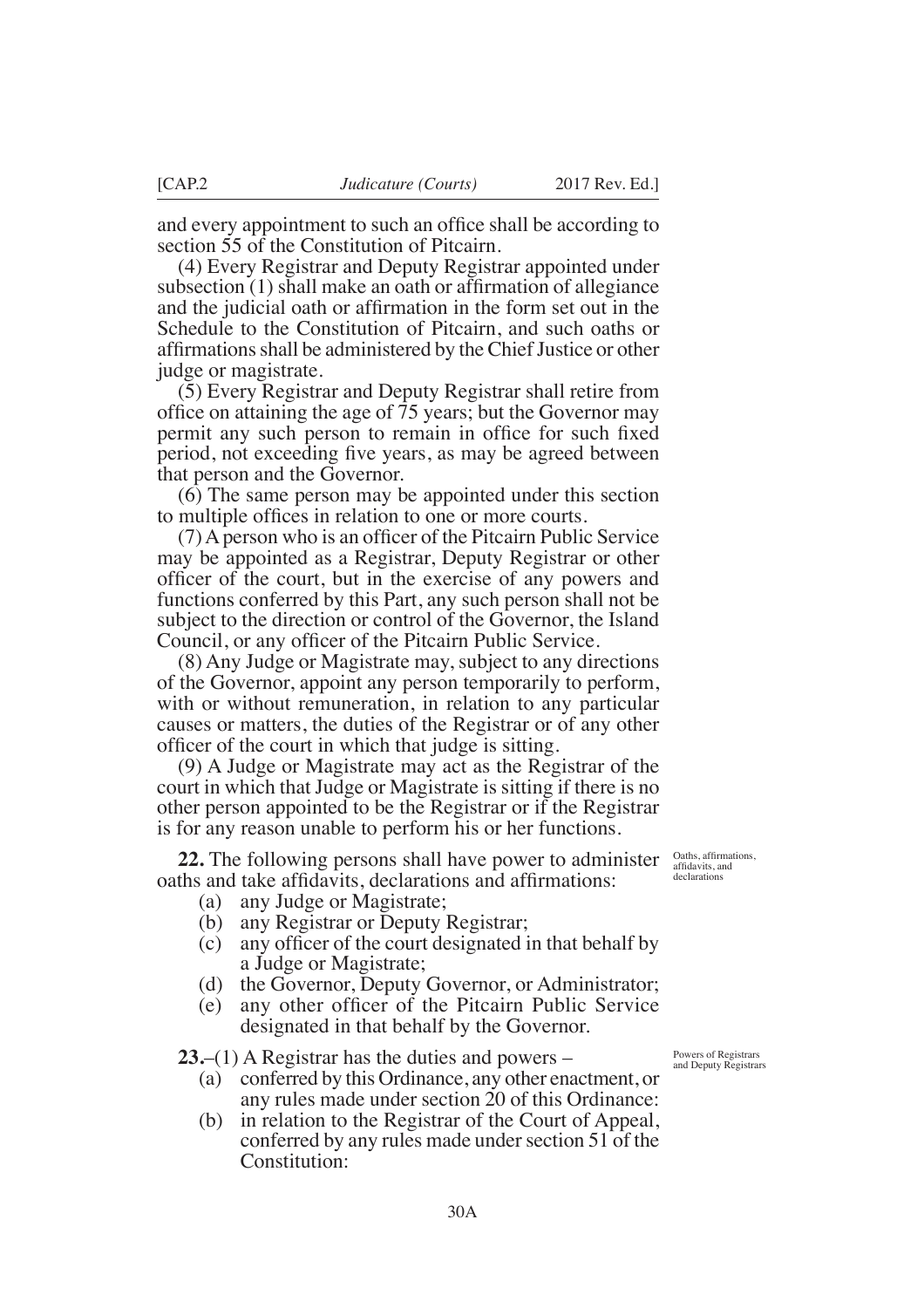and every appointment to such an office shall be according to section 55 of the Constitution of Pitcairn.

(4) Every Registrar and Deputy Registrar appointed under subsection (1) shall make an oath or affirmation of allegiance and the judicial oath or affirmation in the form set out in the Schedule to the Constitution of Pitcairn, and such oaths or affirmations shall be administered by the Chief Justice or other judge or magistrate.

(5) Every Registrar and Deputy Registrar shall retire from office on attaining the age of 75 years; but the Governor may permit any such person to remain in office for such fixed period, not exceeding five years, as may be agreed between that person and the Governor.

(6) The same person may be appointed under this section to multiple offices in relation to one or more courts.

(7) A person who is an officer of the Pitcairn Public Service may be appointed as a Registrar, Deputy Registrar or other officer of the court, but in the exercise of any powers and functions conferred by this Part, any such person shall not be subject to the direction or control of the Governor, the Island Council, or any officer of the Pitcairn Public Service.

(8) Any Judge or Magistrate may, subject to any directions of the Governor, appoint any person temporarily to perform, with or without remuneration, in relation to any particular causes or matters, the duties of the Registrar or of any other officer of the court in which that judge is sitting.

(9) A Judge or Magistrate may act as the Registrar of the court in which that Judge or Magistrate is sitting if there is no other person appointed to be the Registrar or if the Registrar is for any reason unable to perform his or her functions.

*Oaths, affirmations, affidavits, and declarations*

**22.** The following persons shall have power to administer oaths and take affidavits, declarations and affirmations:

- (a) any Judge or Magistrate;
- (b) any Registrar or Deputy Registrar;
- (c) any officer of the court designated in that behalf by a Judge or Magistrate;
- (d) the Governor, Deputy Governor, or Administrator;
- (e) any other officer of the Pitcairn Public Service designated in that behalf by the Governor.

*Powers of Registrars and Deputy Registrars*

**23.**–(1) A Registrar has the duties and powers –

- (a) conferred by this Ordinance, any other enactment, or any rules made under section 20 of this Ordinance:
- (b) in relation to the Registrar of the Court of Appeal, conferred by any rules made under section 51 of the Constitution: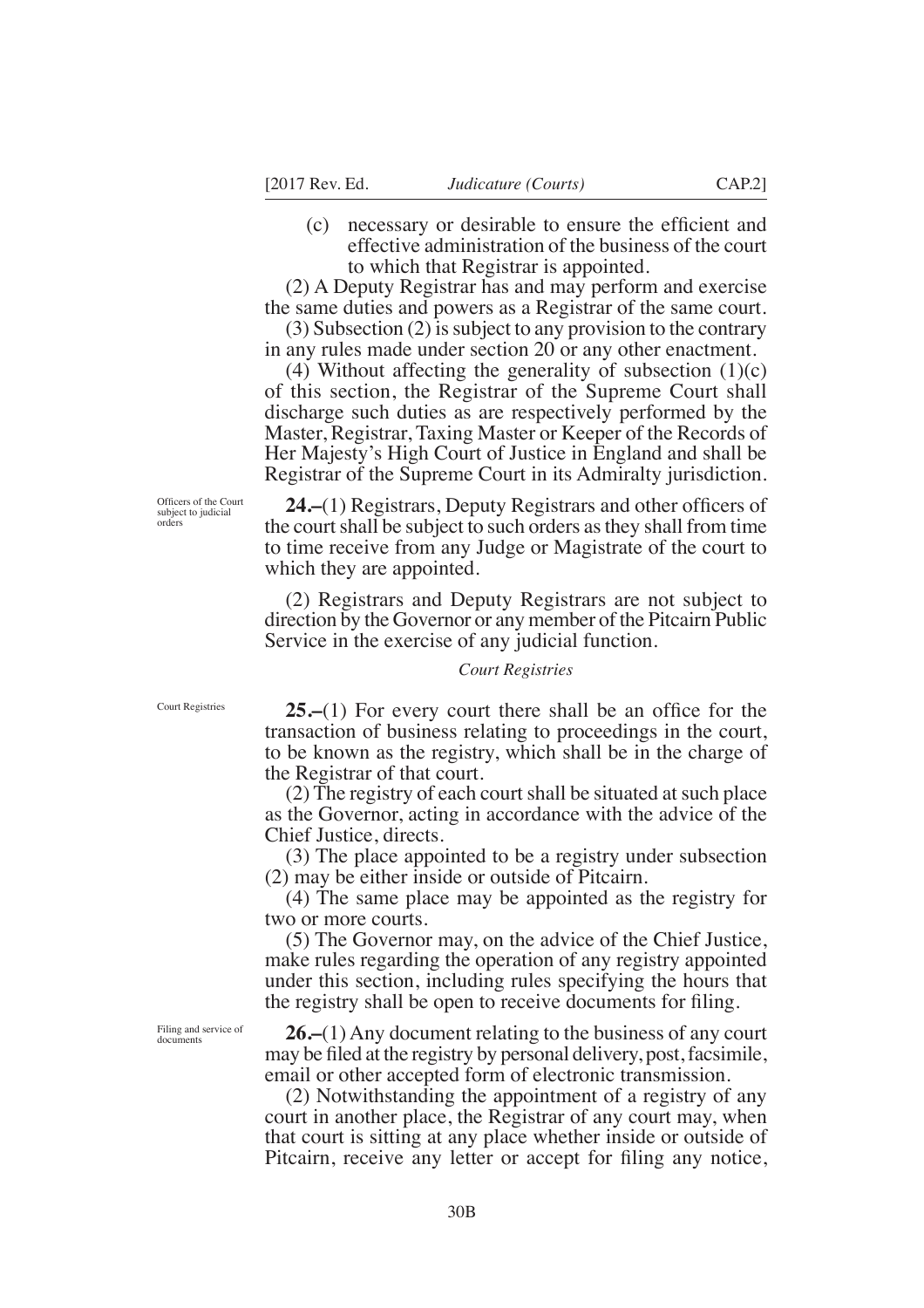(c) necessary or desirable to ensure the efficient and effective administration of the business of the court to which that Registrar is appointed.

(2) A Deputy Registrar has and may perform and exercise the same duties and powers as a Registrar of the same court.

(3) Subsection (2) is subject to any provision to the contrary in any rules made under section 20 or any other enactment.

(4) Without affecting the generality of subsection (1)(c) of this section, the Registrar of the Supreme Court shall discharge such duties as are respectively performed by the Master, Registrar, Taxing Master or Keeper of the Records of Her Majesty's High Court of Justice in England and shall be Registrar of the Supreme Court in its Admiralty jurisdiction.

Officers of the Court subject to judicial orders

**24.–**(1) Registrars, Deputy Registrars and other officers of the court shall be subject to such orders as they shall from time to time receive from any Judge or Magistrate of the court to which they are appointed.

(2) Registrars and Deputy Registrars are not subject to direction by the Governor or any member of the Pitcairn Public Service in the exercise of any judicial function.

*Court Registries*

Court Registries

**25.–**(1) For every court there shall be an office for the transaction of business relating to proceedings in the court, to be known as the registry, which shall be in the charge of the Registrar of that court.

(2) The registry of each court shall be situated at such place as the Governor, acting in accordance with the advice of the Chief Justice, directs.

(3) The place appointed to be a registry under subsection (2) may be either inside or outside of Pitcairn.

(4) The same place may be appointed as the registry for two or more courts.

(5) The Governor may, on the advice of the Chief Justice, make rules regarding the operation of any registry appointed under this section, including rules specifying the hours that the registry shall be open to receive documents for filing.

Filing and service of documents

**26.–**(1) Any document relating to the business of any court may be filed at the registry by personal delivery, post, facsimile, email or other accepted form of electronic transmission.

(2) Notwithstanding the appointment of a registry of any court in another place, the Registrar of any court may, when that court is sitting at any place whether inside or outside of Pitcairn, receive any letter or accept for filing any notice,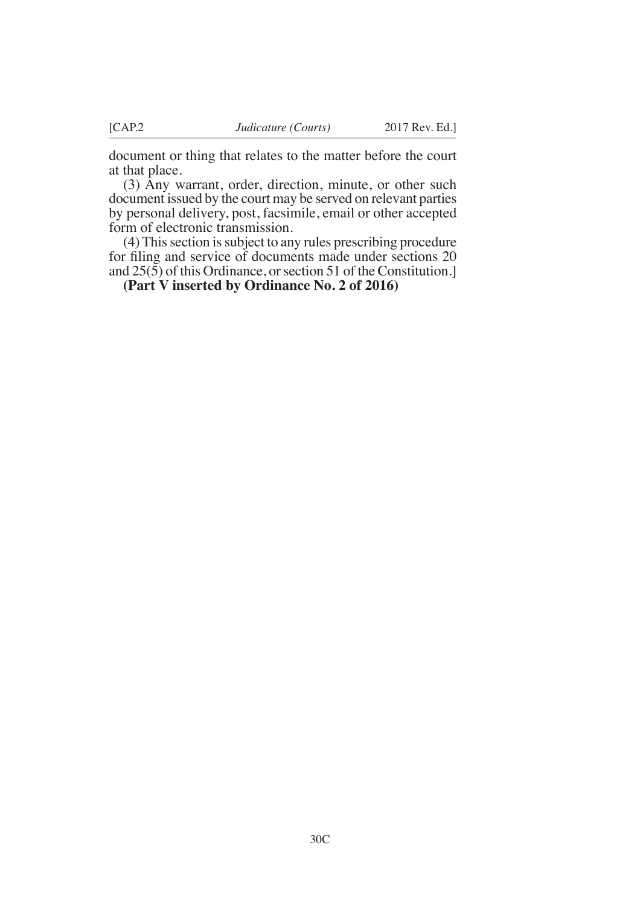document or thing that relates to the matter before the court at that place.

(3) Any warrant, order, direction, minute, or other such document issued by the court may be served on relevant parties by personal delivery, post, facsimile, email or other accepted form of electronic transmission.

(4) This section is subject to any rules prescribing procedure for filing and service of documents made under sections 20 and 25(5) of this Ordinance, or section 51 of the Constitution.]

**(Part V inserted by Ordinance No. 2 of 2016)**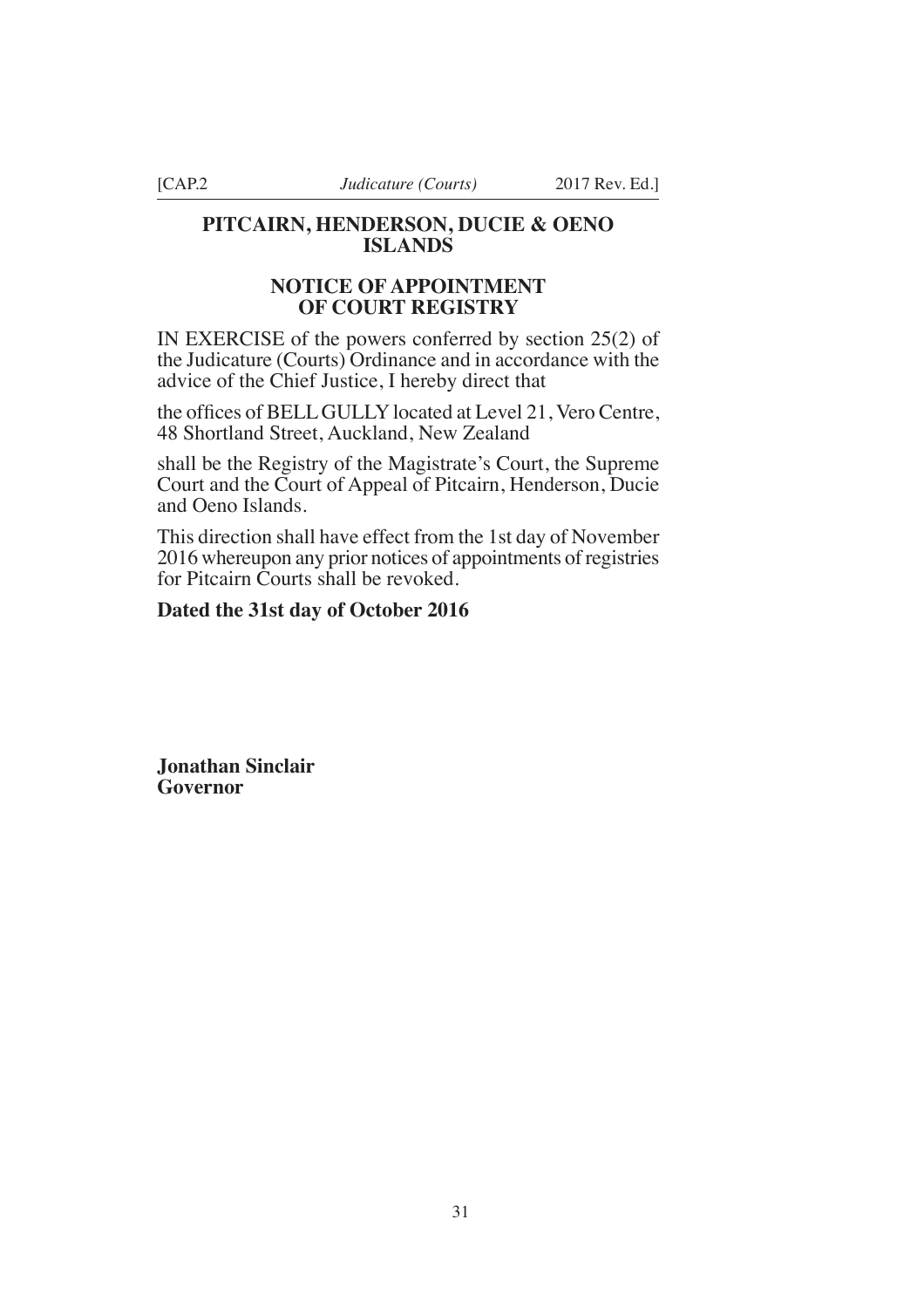**PITCAIRN, HENDERSON, DUCIE & OENO ISLANDS**

**NOTICE OF APPOINTMENT OF COURT REGISTRY**

IN EXERCISE of the powers conferred by section 25(2) of the Judicature (Courts) Ordinance and in accordance with the advice of the Chief Justice, I hereby direct that

the offices of BELL GULLY located at Level 21, Vero Centre, 48 Shortland Street, Auckland, New Zealand

shall be the Registry of the Magistrate's Court, the Supreme Court and the Court of Appeal of Pitcairn, Henderson, Ducie and Oeno Islands.

This direction shall have effect from the 1st day of November 2016 whereupon any prior notices of appointments of registries for Pitcairn Courts shall be revoked.

**Dated the 31st day of October 2016**

**Jonathan Sinclair**
**Governor**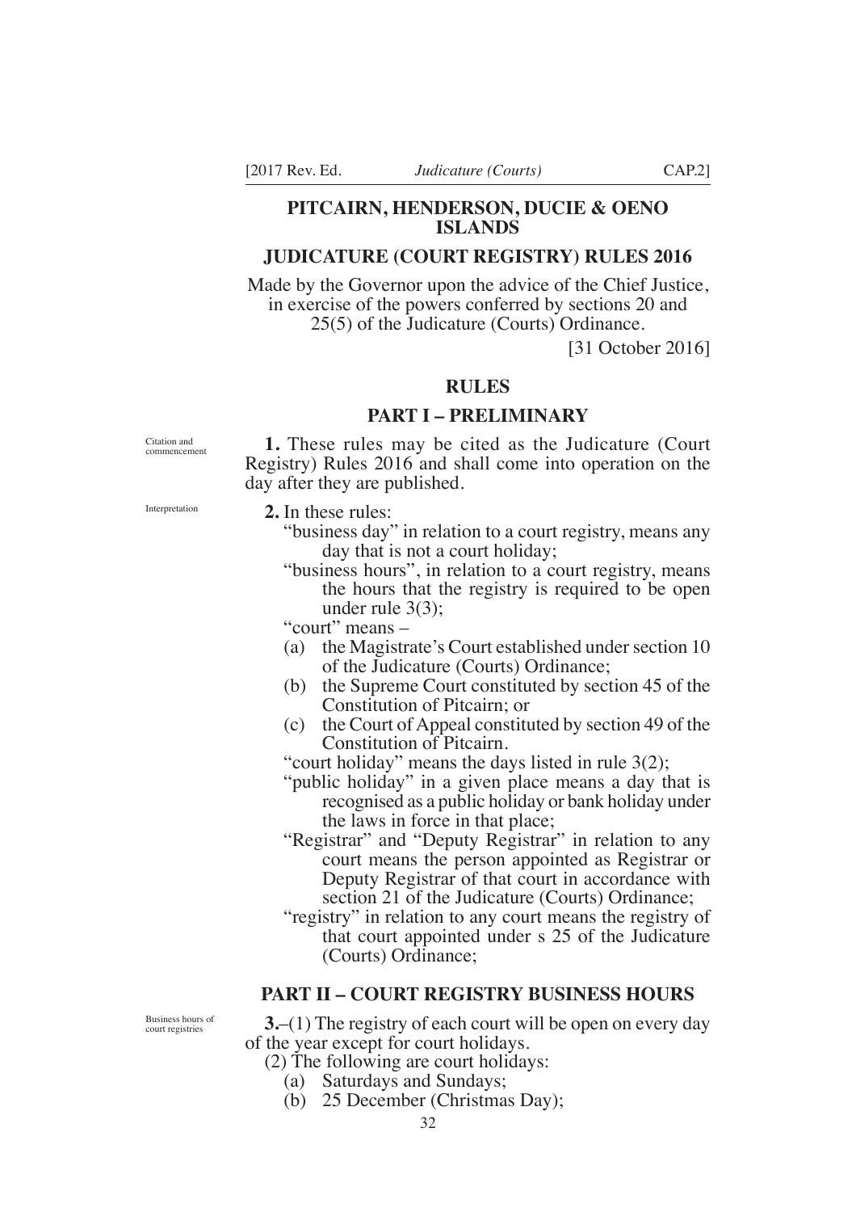## PITCAIRN, HENDERSON, DUCIE & OENO ISLANDS

## JUDICATURE (COURT REGISTRY) RULES 2016

Made by the Governor upon the advice of the Chief Justice, in exercise of the powers conferred by sections 20 and 25(5) of the Judicature (Courts) Ordinance.

[31 October 2016]

## RULES

### PART I – PRELIMINARY

Citation and commencement

**1.** These rules may be cited as the Judicature (Court Registry) Rules 2016 and shall come into operation on the day after they are published.

Interpretation

**2.** In these rules:

"business day" in relation to a court registry, means any day that is not a court holiday;

"business hours", in relation to a court registry, means the hours that the registry is required to be open under rule 3(3);

"court" means –

- (a) the Magistrate's Court established under section 10 of the Judicature (Courts) Ordinance;
- (b) the Supreme Court constituted by section 45 of the Constitution of Pitcairn; or
- (c) the Court of Appeal constituted by section 49 of the Constitution of Pitcairn.

"court holiday" means the days listed in rule 3(2);

"public holiday" in a given place means a day that is recognised as a public holiday or bank holiday under the laws in force in that place;

"Registrar" and "Deputy Registrar" in relation to any court means the person appointed as Registrar or Deputy Registrar of that court in accordance with section 21 of the Judicature (Courts) Ordinance;

"registry" in relation to any court means the registry of that court appointed under s 25 of the Judicature (Courts) Ordinance;

### PART II – COURT REGISTRY BUSINESS HOURS

Business hours of court registries

**3.**–(1) The registry of each court will be open on every day of the year except for court holidays.

(2) The following are court holidays:

- (a) Saturdays and Sundays;
- (b) 25 December (Christmas Day);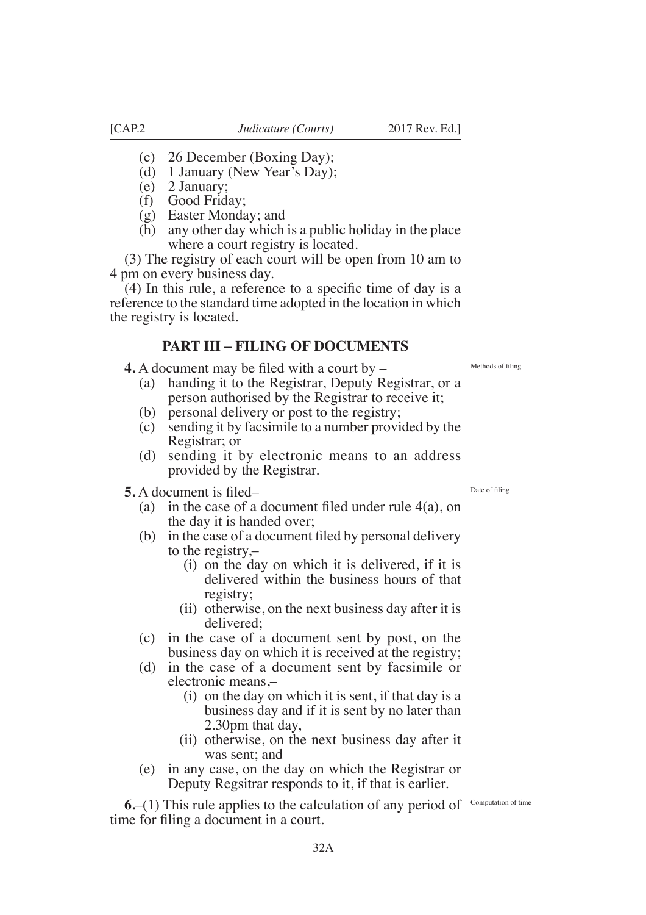(c) 26 December (Boxing Day);

(d) 1 January (New Year's Day);

(e) 2 January;

(f) Good Friday;

(g) Easter Monday; and

(h) any other day which is a public holiday in the place where a court registry is located.

(3) The registry of each court will be open from 10 am to 4 pm on every business day.

(4) In this rule, a reference to a specific time of day is a reference to the standard time adopted in the location in which the registry is located.

## PART III – FILING OF DOCUMENTS

*Methods of filing*

**4.** A document may be filed with a court by –

(a) handing it to the Registrar, Deputy Registrar, or a person authorised by the Registrar to receive it;

(b) personal delivery or post to the registry;

(c) sending it by facsimile to a number provided by the Registrar; or

(d) sending it by electronic means to an address provided by the Registrar.

*Date of filing*

**5.** A document is filed–

(a) in the case of a document filed under rule 4(a), on the day it is handed over;

(b) in the case of a document filed by personal delivery to the registry,–

  (i) on the day on which it is delivered, if it is delivered within the business hours of that registry;

  (ii) otherwise, on the next business day after it is delivered;

(c) in the case of a document sent by post, on the business day on which it is received at the registry;

(d) in the case of a document sent by facsimile or electronic means,–

  (i) on the day on which it is sent, if that day is a business day and if it is sent by no later than 2.30pm that day,

  (ii) otherwise, on the next business day after it was sent; and

(e) in any case, on the day on which the Registrar or Deputy Regsitrar responds to it, if that is earlier.

*Computation of time*

**6.**–(1) This rule applies to the calculation of any period of time for filing a document in a court.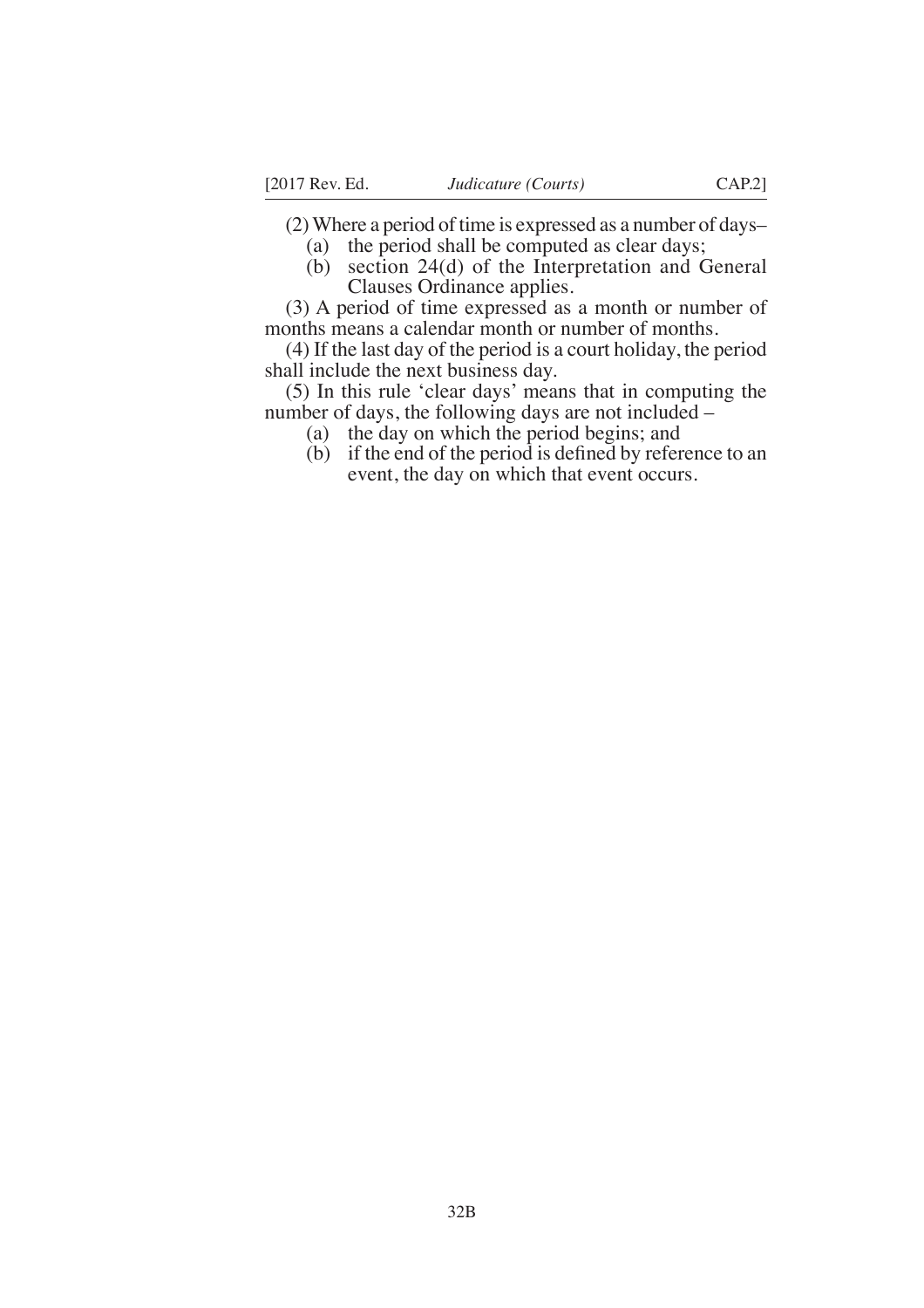(2) Where a period of time is expressed as a number of days–

(a) the period shall be computed as clear days;

(b) section 24(d) of the Interpretation and General Clauses Ordinance applies.

(3) A period of time expressed as a month or number of months means a calendar month or number of months.

(4) If the last day of the period is a court holiday, the period shall include the next business day.

(5) In this rule 'clear days' means that in computing the number of days, the following days are not included –

(a) the day on which the period begins; and

(b) if the end of the period is defined by reference to an event, the day on which that event occurs.